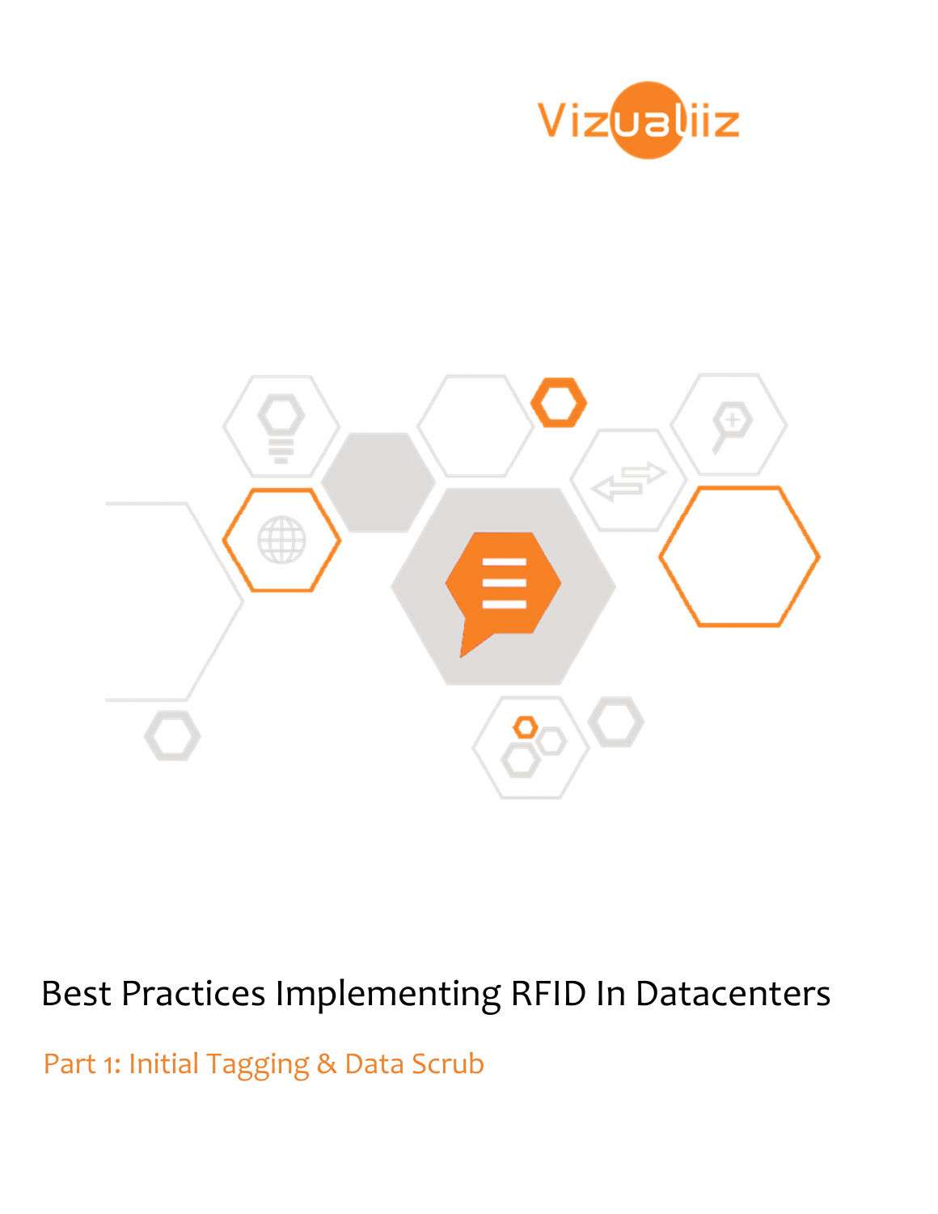Vizualiiz

# Best Practices Implementing RFID In Datacenters

## Part 1: Initial Tagging & Data Scrub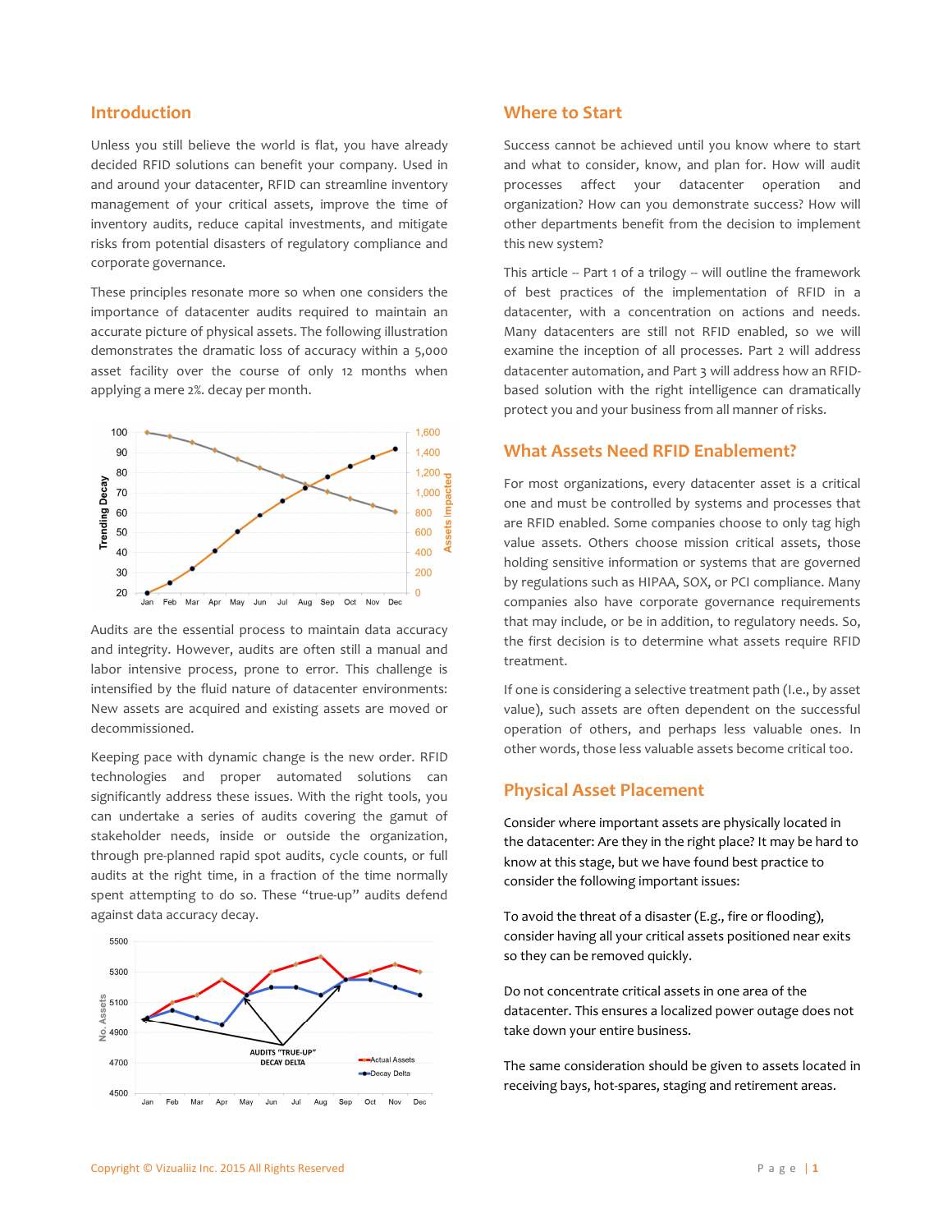## Introduction

Unless you still believe the world is flat, you have already decided RFID solutions can benefit your company. Used in and around your datacenter, RFID can streamline inventory management of your critical assets, improve the time of inventory audits, reduce capital investments, and mitigate risks from potential disasters of regulatory compliance and corporate governance.

These principles resonate more so when one considers the importance of datacenter audits required to maintain an accurate picture of physical assets. The following illustration demonstrates the dramatic loss of accuracy within a 5,000 asset facility over the course of only 12 months when applying a mere 2%. decay per month.

Audits are the essential process to maintain data accuracy and integrity. However, audits are often still a manual and labor intensive process, prone to error. This challenge is intensified by the fluid nature of datacenter environments: New assets are acquired and existing assets are moved or decommissioned.

Keeping pace with dynamic change is the new order. RFID technologies and proper automated solutions can significantly address these issues. With the right tools, you can undertake a series of audits covering the gamut of stakeholder needs, inside or outside the organization, through pre-planned rapid spot audits, cycle counts, or full audits at the right time, in a fraction of the time normally spent attempting to do so. These "true-up" audits defend against data accuracy decay.

## Where to Start

Success cannot be achieved until you know where to start and what to consider, know, and plan for. How will audit processes affect your datacenter operation and organization? How can you demonstrate success? How will other departments benefit from the decision to implement this new system?

This article -- Part 1 of a trilogy -- will outline the framework of best practices of the implementation of RFID in a datacenter, with a concentration on actions and needs. Many datacenters are still not RFID enabled, so we will examine the inception of all processes. Part 2 will address datacenter automation, and Part 3 will address how an RFID-based solution with the right intelligence can dramatically protect you and your business from all manner of risks.

## What Assets Need RFID Enablement?

For most organizations, every datacenter asset is a critical one and must be controlled by systems and processes that are RFID enabled. Some companies choose to only tag high value assets. Others choose mission critical assets, those holding sensitive information or systems that are governed by regulations such as HIPAA, SOX, or PCI compliance. Many companies also have corporate governance requirements that may include, or be in addition, to regulatory needs. So, the first decision is to determine what assets require RFID treatment.

If one is considering a selective treatment path (I.e., by asset value), such assets are often dependent on the successful operation of others, and perhaps less valuable ones. In other words, those less valuable assets become critical too.

## Physical Asset Placement

Consider where important assets are physically located in the datacenter: Are they in the right place? It may be hard to know at this stage, but we have found best practice to consider the following important issues:

To avoid the threat of a disaster (E.g., fire or flooding), consider having all your critical assets positioned near exits so they can be removed quickly.

Do not concentrate critical assets in one area of the datacenter. This ensures a localized power outage does not take down your entire business.

The same consideration should be given to assets located in receiving bays, hot-spares, staging and retirement areas.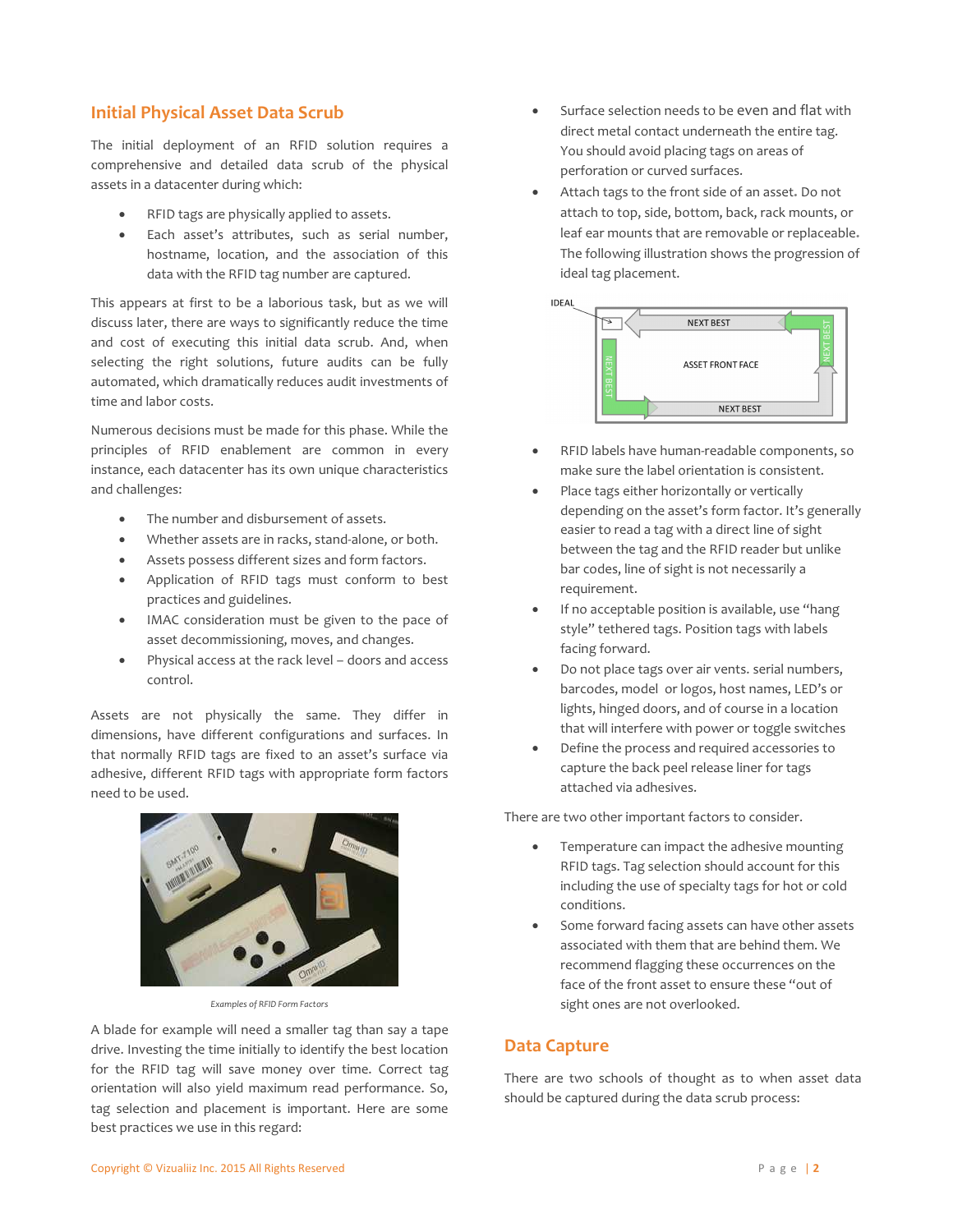## Initial Physical Asset Data Scrub

The initial deployment of an RFID solution requires a comprehensive and detailed data scrub of the physical assets in a datacenter during which:

- RFID tags are physically applied to assets.
- Each asset's attributes, such as serial number, hostname, location, and the association of this data with the RFID tag number are captured.

This appears at first to be a laborious task, but as we will discuss later, there are ways to significantly reduce the time and cost of executing this initial data scrub. And, when selecting the right solutions, future audits can be fully automated, which dramatically reduces audit investments of time and labor costs.

Numerous decisions must be made for this phase. While the principles of RFID enablement are common in every instance, each datacenter has its own unique characteristics and challenges:

- The number and disbursement of assets.
- Whether assets are in racks, stand-alone, or both.
- Assets possess different sizes and form factors.
- Application of RFID tags must conform to best practices and guidelines.
- IMAC consideration must be given to the pace of asset decommissioning, moves, and changes.
- Physical access at the rack level – doors and access control.

Assets are not physically the same. They differ in dimensions, have different configurations and surfaces. In that normally RFID tags are fixed to an asset's surface via adhesive, different RFID tags with appropriate form factors need to be used.

*Examples of RFID Form Factors*

A blade for example will need a smaller tag than say a tape drive. Investing the time initially to identify the best location for the RFID tag will save money over time. Correct tag orientation will also yield maximum read performance. So, tag selection and placement is important. Here are some best practices we use in this regard:

- Surface selection needs to be even and flat with direct metal contact underneath the entire tag. You should avoid placing tags on areas of perforation or curved surfaces.
- Attach tags to the front side of an asset. Do not attach to top, side, bottom, back, rack mounts, or leaf ear mounts that are removable or replaceable. The following illustration shows the progression of ideal tag placement.

IDEAL — NEXT BEST — ASSET FRONT FACE — NEXT BEST — NEXT BEST — NEXT BEST

- RFID labels have human-readable components, so make sure the label orientation is consistent.
- Place tags either horizontally or vertically depending on the asset's form factor. It's generally easier to read a tag with a direct line of sight between the tag and the RFID reader but unlike bar codes, line of sight is not necessarily a requirement.
- If no acceptable position is available, use "hang style" tethered tags. Position tags with labels facing forward.
- Do not place tags over air vents. serial numbers, barcodes, model or logos, host names, LED's or lights, hinged doors, and of course in a location that will interfere with power or toggle switches
- Define the process and required accessories to capture the back peel release liner for tags attached via adhesives.

There are two other important factors to consider.

- Temperature can impact the adhesive mounting RFID tags. Tag selection should account for this including the use of specialty tags for hot or cold conditions.
- Some forward facing assets can have other assets associated with them that are behind them. We recommend flagging these occurrences on the face of the front asset to ensure these "out of sight ones are not overlooked.

## Data Capture

There are two schools of thought as to when asset data should be captured during the data scrub process: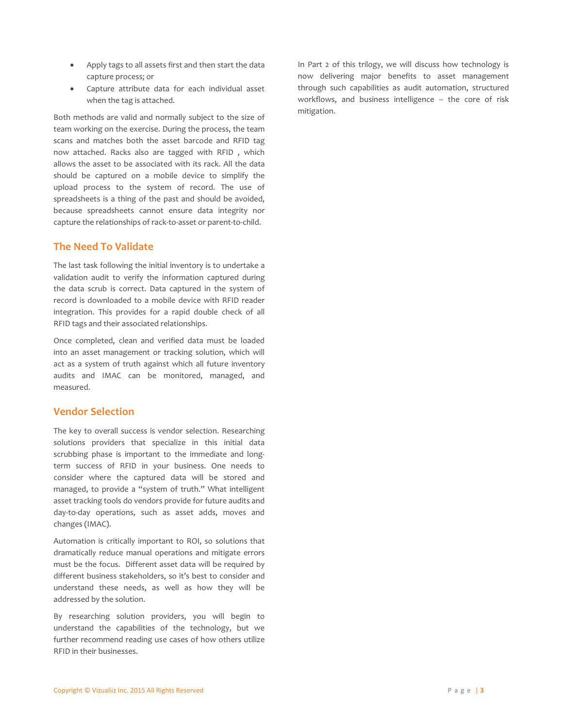- Apply tags to all assets first and then start the data capture process; or
- Capture attribute data for each individual asset when the tag is attached.

Both methods are valid and normally subject to the size of team working on the exercise. During the process, the team scans and matches both the asset barcode and RFID tag now attached. Racks also are tagged with RFID , which allows the asset to be associated with its rack. All the data should be captured on a mobile device to simplify the upload process to the system of record. The use of spreadsheets is a thing of the past and should be avoided, because spreadsheets cannot ensure data integrity nor capture the relationships of rack-to-asset or parent-to-child.

## The Need To Validate

The last task following the initial inventory is to undertake a validation audit to verify the information captured during the data scrub is correct. Data captured in the system of record is downloaded to a mobile device with RFID reader integration. This provides for a rapid double check of all RFID tags and their associated relationships.

Once completed, clean and verified data must be loaded into an asset management or tracking solution, which will act as a system of truth against which all future inventory audits and IMAC can be monitored, managed, and measured.

## Vendor Selection

The key to overall success is vendor selection. Researching solutions providers that specialize in this initial data scrubbing phase is important to the immediate and long-term success of RFID in your business. One needs to consider where the captured data will be stored and managed, to provide a "system of truth." What intelligent asset tracking tools do vendors provide for future audits and day-to-day operations, such as asset adds, moves and changes (IMAC).

Automation is critically important to ROI, so solutions that dramatically reduce manual operations and mitigate errors must be the focus. Different asset data will be required by different business stakeholders, so it's best to consider and understand these needs, as well as how they will be addressed by the solution.

By researching solution providers, you will begin to understand the capabilities of the technology, but we further recommend reading use cases of how others utilize RFID in their businesses.

In Part 2 of this trilogy, we will discuss how technology is now delivering major benefits to asset management through such capabilities as audit automation, structured workflows, and business intelligence -- the core of risk mitigation.